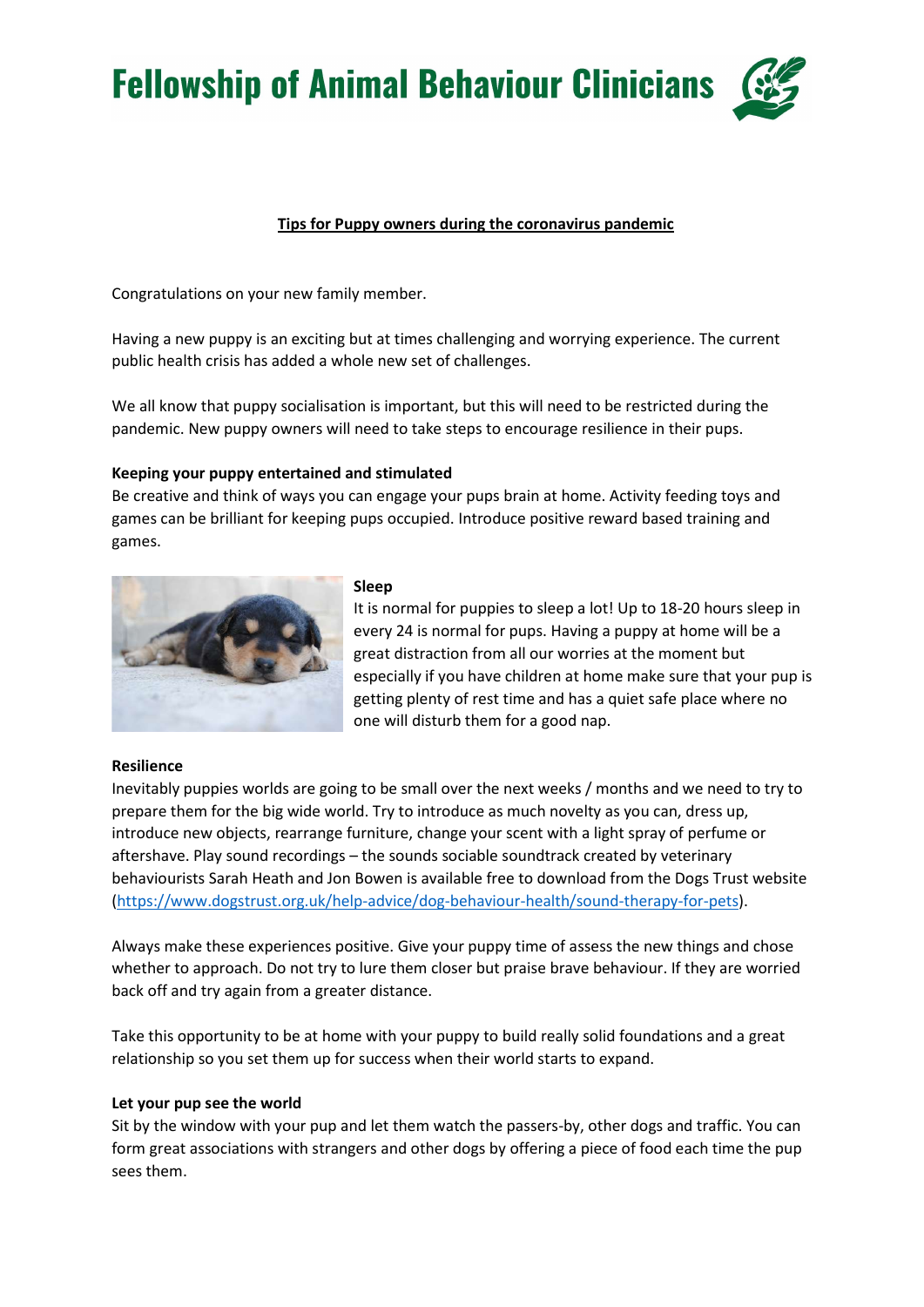# Fellowship of Animal Behaviour Clinicians

**Tips for Puppy owners during the coronavirus pandemic**

Congratulations on your new family member.

Having a new puppy is an exciting but at times challenging and worrying experience. The current public health crisis has added a whole new set of challenges.

We all know that puppy socialisation is important, but this will need to be restricted during the pandemic. New puppy owners will need to take steps to encourage resilience in their pups.

**Keeping your puppy entertained and stimulated**

Be creative and think of ways you can engage your pups brain at home. Activity feeding toys and games can be brilliant for keeping pups occupied. Introduce positive reward based training and games.

**Sleep**

It is normal for puppies to sleep a lot! Up to 18-20 hours sleep in every 24 is normal for pups. Having a puppy at home will be a great distraction from all our worries at the moment but especially if you have children at home make sure that your pup is getting plenty of rest time and has a quiet safe place where no one will disturb them for a good nap.

**Resilience**

Inevitably puppies worlds are going to be small over the next weeks / months and we need to try to prepare them for the big wide world. Try to introduce as much novelty as you can, dress up, introduce new objects, rearrange furniture, change your scent with a light spray of perfume or aftershave. Play sound recordings – the sounds sociable soundtrack created by veterinary behaviourists Sarah Heath and Jon Bowen is available free to download from the Dogs Trust website (https://www.dogstrust.org.uk/help-advice/dog-behaviour-health/sound-therapy-for-pets).

Always make these experiences positive. Give your puppy time of assess the new things and chose whether to approach. Do not try to lure them closer but praise brave behaviour. If they are worried back off and try again from a greater distance.

Take this opportunity to be at home with your puppy to build really solid foundations and a great relationship so you set them up for success when their world starts to expand.

**Let your pup see the world**

Sit by the window with your pup and let them watch the passers-by, other dogs and traffic. You can form great associations with strangers and other dogs by offering a piece of food each time the pup sees them.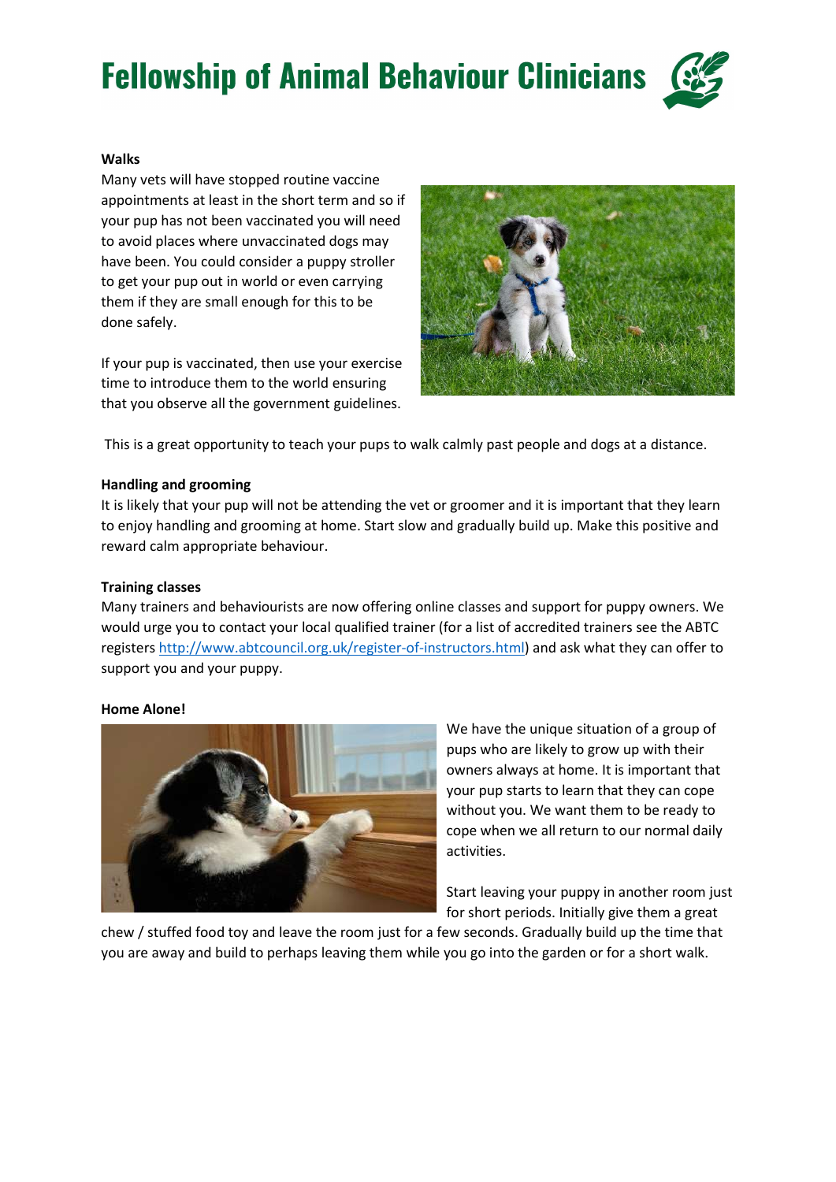# Fellowship of Animal Behaviour Clinicians

**Walks**

Many vets will have stopped routine vaccine appointments at least in the short term and so if your pup has not been vaccinated you will need to avoid places where unvaccinated dogs may have been. You could consider a puppy stroller to get your pup out in world or even carrying them if they are small enough for this to be done safely.

If your pup is vaccinated, then use your exercise time to introduce them to the world ensuring that you observe all the government guidelines.

This is a great opportunity to teach your pups to walk calmly past people and dogs at a distance.

**Handling and grooming**

It is likely that your pup will not be attending the vet or groomer and it is important that they learn to enjoy handling and grooming at home. Start slow and gradually build up. Make this positive and reward calm appropriate behaviour.

**Training classes**

Many trainers and behaviourists are now offering online classes and support for puppy owners. We would urge you to contact your local qualified trainer (for a list of accredited trainers see the ABTC registers http://www.abtcouncil.org.uk/register-of-instructors.html) and ask what they can offer to support you and your puppy.

**Home Alone!**

We have the unique situation of a group of pups who are likely to grow up with their owners always at home. It is important that your pup starts to learn that they can cope without you. We want them to be ready to cope when we all return to our normal daily activities.

Start leaving your puppy in another room just for short periods. Initially give them a great chew / stuffed food toy and leave the room just for a few seconds. Gradually build up the time that you are away and build to perhaps leaving them while you go into the garden or for a short walk.